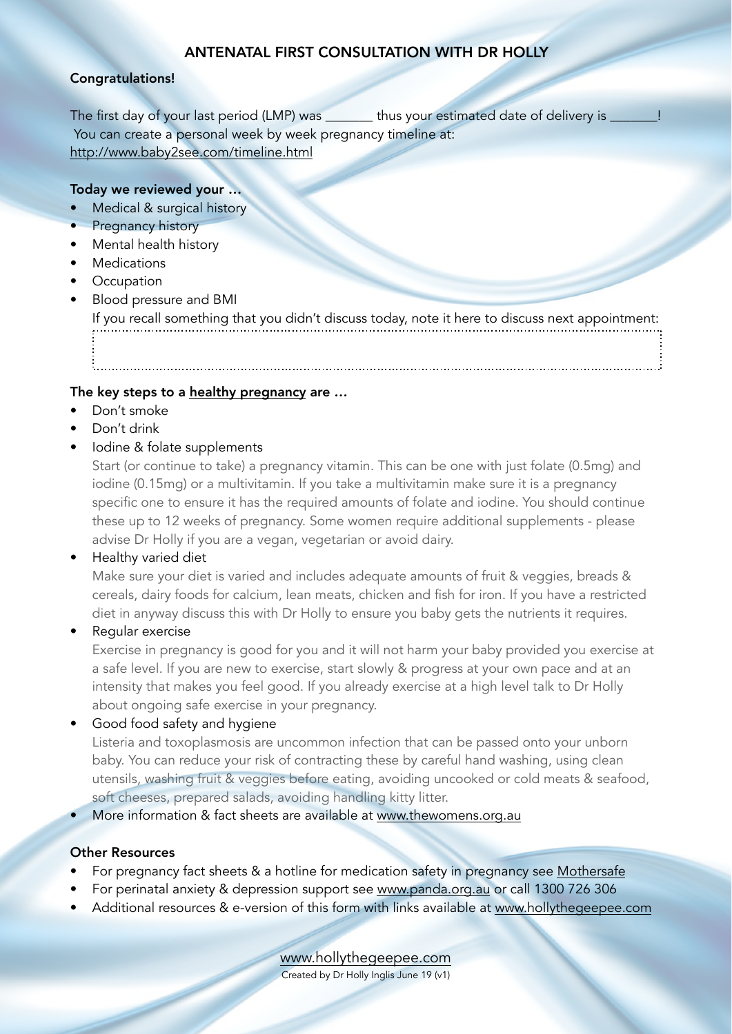# ANTENATAL FIRST CONSULTATION WITH DR HOLLY

**Congratulations!**

The first day of your last period (LMP) was _______ thus your estimated date of delivery is _______!
You can create a personal week by week pregnancy timeline at:
http://www.baby2see.com/timeline.html

**Today we reviewed your …**

- Medical & surgical history
- Pregnancy history
- Mental health history
- Medications
- Occupation
- Blood pressure and BMI

  If you recall something that you didn't discuss today, note it here to discuss next appointment:

**The key steps to a healthy pregnancy are …**

- Don't smoke
- Don't drink
- Iodine & folate supplements

  Start (or continue to take) a pregnancy vitamin. This can be one with just folate (0.5mg) and iodine (0.15mg) or a multivitamin. If you take a multivitamin make sure it is a pregnancy specific one to ensure it has the required amounts of folate and iodine. You should continue these up to 12 weeks of pregnancy. Some women require additional supplements - please advise Dr Holly if you are a vegan, vegetarian or avoid dairy.
- Healthy varied diet

  Make sure your diet is varied and includes adequate amounts of fruit & veggies, breads & cereals, dairy foods for calcium, lean meats, chicken and fish for iron. If you have a restricted diet in anyway discuss this with Dr Holly to ensure you baby gets the nutrients it requires.
- Regular exercise

  Exercise in pregnancy is good for you and it will not harm your baby provided you exercise at a safe level. If you are new to exercise, start slowly & progress at your own pace and at an intensity that makes you feel good. If you already exercise at a high level talk to Dr Holly about ongoing safe exercise in your pregnancy.
- Good food safety and hygiene

  Listeria and toxoplasmosis are uncommon infection that can be passed onto your unborn baby. You can reduce your risk of contracting these by careful hand washing, using clean utensils, washing fruit & veggies before eating, avoiding uncooked or cold meats & seafood, soft cheeses, prepared salads, avoiding handling kitty litter.
- More information & fact sheets are available at www.thewomens.org.au

**Other Resources**

- For pregnancy fact sheets & a hotline for medication safety in pregnancy see Mothersafe
- For perinatal anxiety & depression support see www.panda.org.au or call 1300 726 306
- Additional resources & e-version of this form with links available at www.hollythegeepee.com

www.hollythegeepee.com
Created by Dr Holly Inglis June 19 (v1)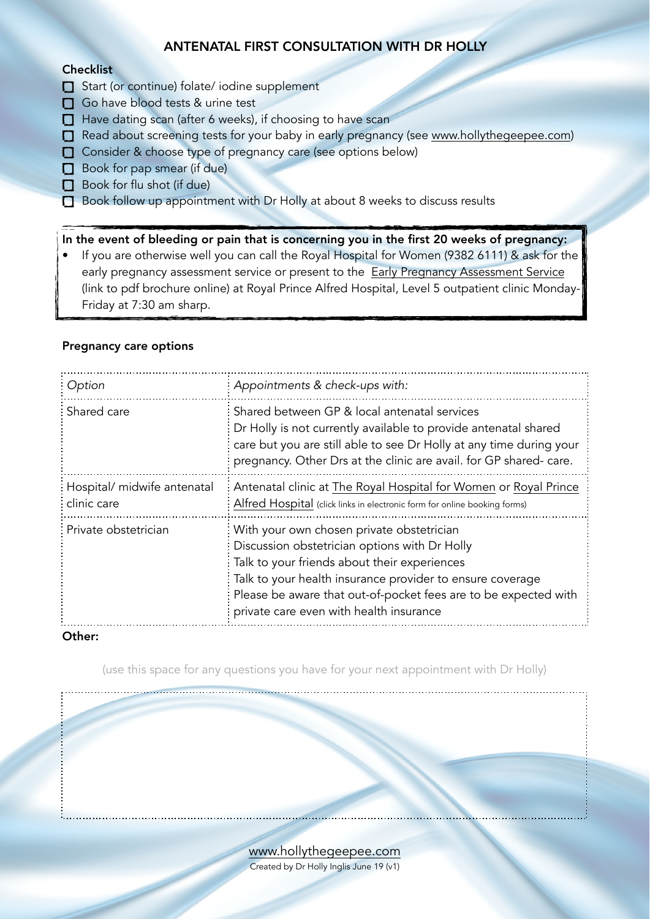# ANTENATAL FIRST CONSULTATION WITH DR HOLLY

**Checklist**

- [ ] Start (or continue) folate/ iodine supplement
- [ ] Go have blood tests & urine test
- [ ] Have dating scan (after 6 weeks), if choosing to have scan
- [ ] Read about screening tests for your baby in early pregnancy (see www.hollythegeepee.com)
- [ ] Consider & choose type of pregnancy care (see options below)
- [ ] Book for pap smear (if due)
- [ ] Book for flu shot (if due)
- [ ] Book follow up appointment with Dr Holly at about 8 weeks to discuss results

**In the event of bleeding or pain that is concerning you in the first 20 weeks of pregnancy:**

- If you are otherwise well you can call the Royal Hospital for Women (9382 6111) & ask for the early pregnancy assessment service or present to the Early Pregnancy Assessment Service (link to pdf brochure online) at Royal Prince Alfred Hospital, Level 5 outpatient clinic Monday-Friday at 7:30 am sharp.

**Pregnancy care options**

| *Option* | *Appointments & check-ups with:* |
| --- | --- |
| Shared care | Shared between GP & local antenatal services<br>Dr Holly is not currently available to provide antenatal shared care but you are still able to see Dr Holly at any time during your pregnancy. Other Drs at the clinic are avail. for GP shared- care. |
| Hospital/ midwife antenatal clinic care | Antenatal clinic at The Royal Hospital for Women or Royal Prince Alfred Hospital (click links in electronic form for online booking forms) |
| Private obstetrician | With your own chosen private obstetrician<br>Discussion obstetrician options with Dr Holly<br>Talk to your friends about their experiences<br>Talk to your health insurance provider to ensure coverage<br>Please be aware that out-of-pocket fees are to be expected with private care even with health insurance |

**Other:**

(use this space for any questions you have for your next appointment with Dr Holly)

www.hollythegeepee.com

Created by Dr Holly Inglis June 19 (v1)